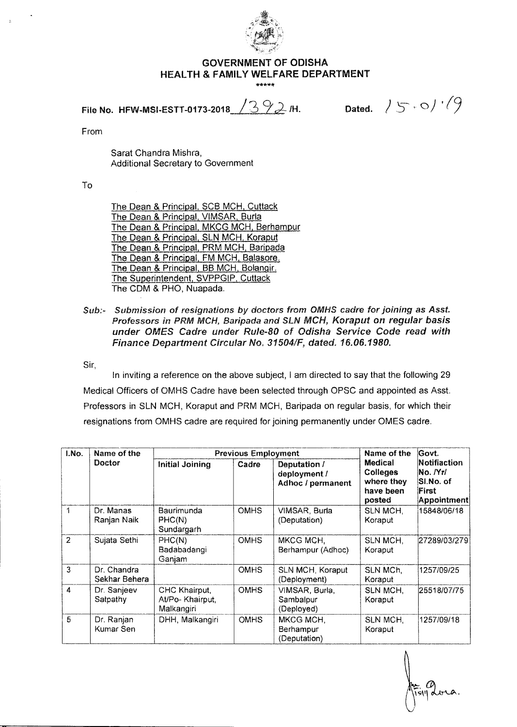# GOVERNMENT OF ODISHA
## HEALTH & FAMILY WELFARE DEPARTMENT

\*\*\*\*\*

File No. HFW-MSI-ESTT-0173-2018 1392 /H. Dated. 15.01.19

From

Sarat Chandra Mishra,
Additional Secretary to Government

To

The Dean & Principal, SCB MCH, Cuttack
The Dean & Principal, VIMSAR, Burla
The Dean & Principal, MKCG MCH, Berhampur
The Dean & Principal, SLN MCH, Koraput
The Dean & Principal, PRM MCH, Baripada
The Dean & Principal, FM MCH, Balasore.
The Dean & Principal, BB MCH, Bolangir.
The Superintendent, SVPPGIP, Cuttack
The CDM & PHO, Nuapada.

*Sub:- Submission of resignations by doctors from OMHS cadre for joining as Asst. Professors in PRM MCH, Baripada and SLN MCH, Koraput on regular basis under OMES Cadre under Rule-80 of Odisha Service Code read with Finance Department Circular No. 31504/F, dated. 16.06.1980.*

Sir,

In inviting a reference on the above subject, I am directed to say that the following 29 Medical Officers of OMHS Cadre have been selected through OPSC and appointed as Asst. Professors in SLN MCH, Koraput and PRM MCH, Baripada on regular basis, for which their resignations from OMHS cadre are required for joining permanently under OMES cadre.

| I.No. | Name of the Doctor | Previous Employment | | | Name of the Medical Colleges where they have been posted | Govt. Notifiaction No. /Yr/ Sl.No. of First Appointment |
|---|---|---|---|---|---|---|
| | | Initial Joining | Cadre | Deputation / deployment / Adhoc / permanent | | |
| 1 | Dr. Manas Ranjan Naik | Baurimunda PHC(N) Sundargarh | OMHS | VIMSAR, Burla (Deputation) | SLN MCH, Koraput | 15848/06/18 |
| 2 | Sujata Sethi | PHC(N) Badabadangi Ganjam | OMHS | MKCG MCH, Berhampur (Adhoc) | SLN MCH, Koraput | 27289/03/279 |
| 3 | Dr. Chandra Sekhar Behera | | OMHS | SLN MCH, Koraput (Deployment) | SLN MCh, Koraput | 1257/09/25 |
| 4 | Dr. Sanjeev Satpathy | CHC Khairput, At/Po- Khairput, Malkangiri | OMHS | VIMSAR, Burla, Sambalpur (Deployed) | SLN MCH, Koraput | 25518/07/75 |
| 5 | Dr. Ranjan Kumar Sen | DHH, Malkangiri | OMHS | MKCG MCH, Berhampur (Deputation) | SLN MCH, Koraput | 1257/09/18 |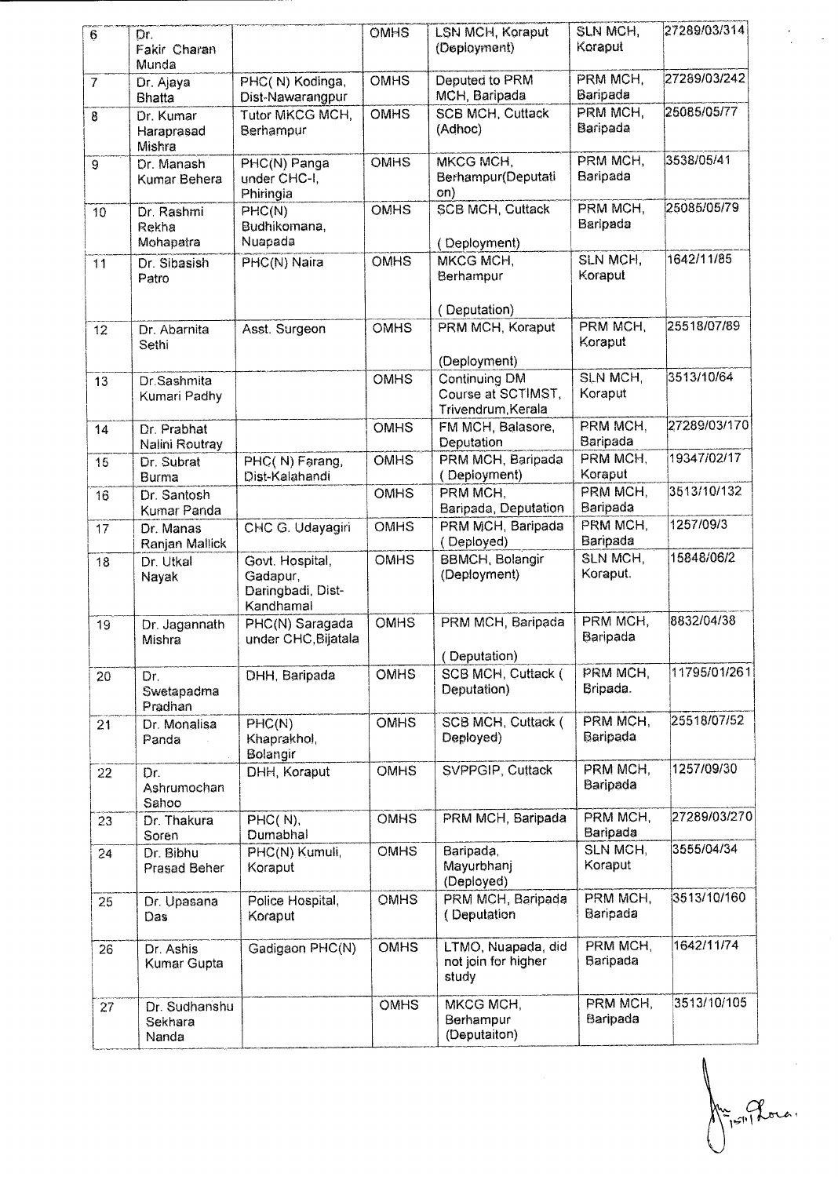| 6 | Dr. Fakir Charan Munda | | OMHS | LSN MCH, Koraput (Deployment) | SLN MCH, Koraput | 27289/03/314 |
|---|---|---|---|---|---|---|
| 7 | Dr. Ajaya Bhatta | PHC( N) Kodinga, Dist-Nawarangpur | OMHS | Deputed to PRM MCH, Baripada | PRM MCH, Baripada | 27289/03/242 |
| 8 | Dr. Kumar Haraprasad Mishra | Tutor MKCG MCH, Berhampur | OMHS | SCB MCH, Cuttack (Adhoc) | PRM MCH, Baripada | 25085/05/77 |
| 9 | Dr. Manash Kumar Behera | PHC(N) Panga under CHC-I, Phiringia | OMHS | MKCG MCH, Berhampur(Deputation) | PRM MCH, Baripada | 3538/05/41 |
| 10 | Dr. Rashmi Rekha Mohapatra | PHC(N) Budhikomana, Nuapada | OMHS | SCB MCH, Cuttack ( Deployment) | PRM MCH, Baripada | 25085/05/79 |
| 11 | Dr. Sibasish Patro | PHC(N) Naira | OMHS | MKCG MCH, Berhampur ( Deputation) | SLN MCH, Koraput | 1642/11/85 |
| 12 | Dr. Abarnita Sethi | Asst. Surgeon | OMHS | PRM MCH, Koraput (Deployment) | PRM MCH, Koraput | 25518/07/89 |
| 13 | Dr.Sashmita Kumari Padhy | | OMHS | Continuing DM Course at SCTIMST, Trivendrum,Kerala | SLN MCH, Koraput | 3513/10/64 |
| 14 | Dr. Prabhat Nalini Routray | | OMHS | FM MCH, Balasore, Deputation | PRM MCH, Baripada | 27289/03/170 |
| 15 | Dr. Subrat Burma | PHC( N) Farang, Dist-Kalahandi | OMHS | PRM MCH, Baripada ( Deployment) | PRM MCH, Koraput | 19347/02/17 |
| 16 | Dr. Santosh Kumar Panda | | OMHS | PRM MCH, Baripada, Deputation | PRM MCH, Baripada | 3513/10/132 |
| 17 | Dr. Manas Ranjan Mallick | CHC G. Udayagiri | OMHS | PRM MCH, Baripada ( Deployed) | PRM MCH, Baripada | 1257/09/3 |
| 18 | Dr. Utkal Nayak | Govt. Hospital, Gadapur, Daringbadi, Dist-Kandhamal | OMHS | BBMCH, Bolangir (Deployment) | SLN MCH, Koraput. | 15848/06/2 |
| 19 | Dr. Jagannath Mishra | PHC(N) Saragada under CHC,Bijatala | OMHS | PRM MCH, Baripada ( Deputation) | PRM MCH, Baripada | 8832/04/38 |
| 20 | Dr. Swetapadma Pradhan | DHH, Baripada | OMHS | SCB MCH, Cuttack ( Deputation) | PRM MCH, Bripada. | 11795/01/261 |
| 21 | Dr. Monalisa Panda | PHC(N) Khaprakhol, Bolangir | OMHS | SCB MCH, Cuttack ( Deployed) | PRM MCH, Baripada | 25518/07/52 |
| 22 | Dr. Ashrumochan Sahoo | DHH, Koraput | OMHS | SVPPGIP, Cuttack | PRM MCH, Baripada | 1257/09/30 |
| 23 | Dr. Thakura Soren | PHC( N), Dumabhal | OMHS | PRM MCH, Baripada | PRM MCH, Baripada | 27289/03/270 |
| 24 | Dr. Bibhu Prasad Beher | PHC(N) Kumuli, Koraput | OMHS | Baripada, Mayurbhanj (Deployed) | SLN MCH, Koraput | 3555/04/34 |
| 25 | Dr. Upasana Das | Police Hospital, Koraput | OMHS | PRM MCH, Baripada ( Deputation | PRM MCH, Baripada | 3513/10/160 |
| 26 | Dr. Ashis Kumar Gupta | Gadigaon PHC(N) | OMHS | LTMO, Nuapada, did not join for higher study | PRM MCH, Baripada | 1642/11/74 |
| 27 | Dr. Sudhanshu Sekhara Nanda | | OMHS | MKCG MCH, Berhampur (Deputaiton) | PRM MCH, Baripada | 3513/10/105 |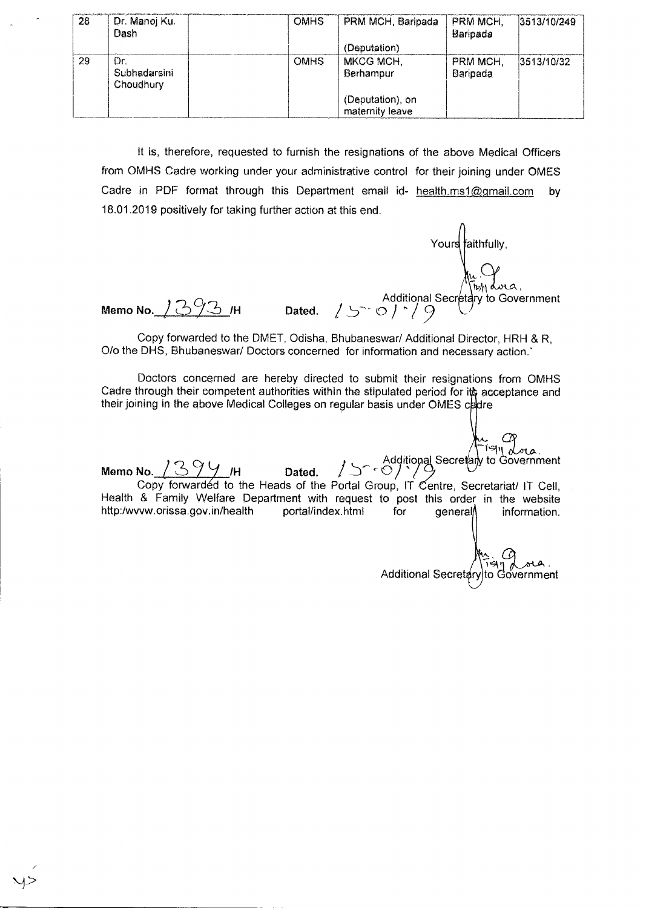| | | | | | | |
|---|---|---|---|---|---|---|
| 28 | Dr. Manoj Ku. Dash | | OMHS | PRM MCH, Baripada<br><br>(Deputation) | PRM MCH, Baripada | 3513/10/249 |
| 29 | Dr. Subhadarsini Choudhury | | OMHS | MKCG MCH, Berhampur<br><br>(Deputation), on maternity leave | PRM MCH, Baripada | 3513/10/32 |

It is, therefore, requested to furnish the resignations of the above Medical Officers from OMHS Cadre working under your administrative control for their joining under OMES Cadre in PDF format through this Department email id- health.ms1@gmail.com by 18.01.2019 positively for taking further action at this end.

Yours faithfully,

Additional Secretary to Government

Memo No. 1393 /H Dated. 15-01-19

Copy forwarded to the DMET, Odisha, Bhubaneswar/ Additional Director, HRH & R, O/o the DHS, Bhubaneswar/ Doctors concerned for information and necessary action.

Doctors concerned are hereby directed to submit their resignations from OMHS Cadre through their competent authorities within the stipulated period for its acceptance and their joining in the above Medical Colleges on regular basis under OMES cadre

Additional Secretary to Government

Memo No. 1394 /H Dated. 15-01-19

Copy forwarded to the Heads of the Portal Group, IT Centre, Secretariat/ IT Cell, Health & Family Welfare Department with request to post this order in the website http:/wvvw.orissa.gov.in/health portal/index.html for general information.

Additional Secretary to Government